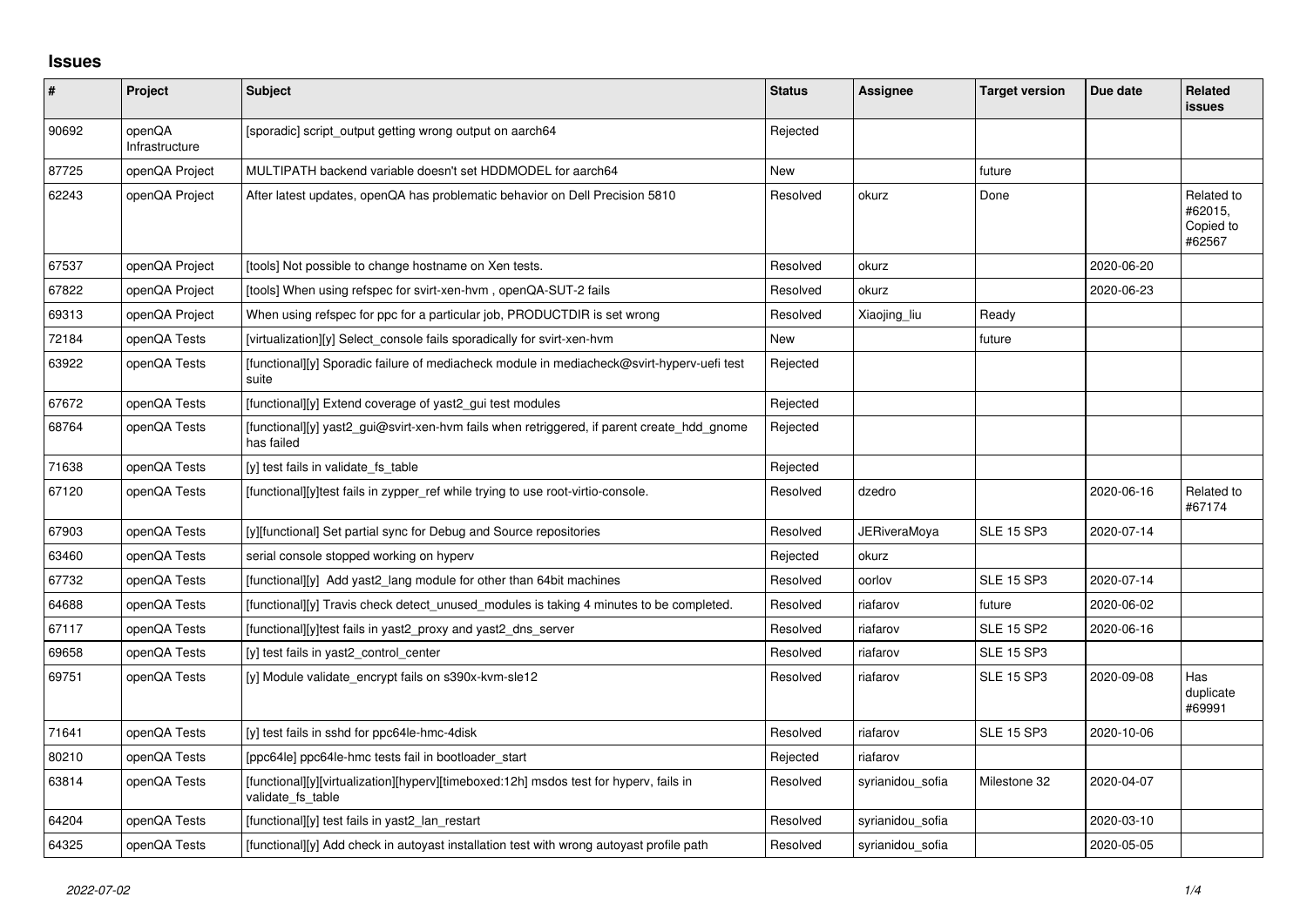## Issues

| # | Project | Subject | Status | Assignee | Target version | Due date | Related issues |
|---|---|---|---|---|---|---|---|
| 90692 | openQA Infrastructure | [sporadic] script_output getting wrong output on aarch64 | Rejected | | | | |
| 87725 | openQA Project | MULTIPATH backend variable doesn't set HDDMODEL for aarch64 | New | | future | | |
| 62243 | openQA Project | After latest updates, openQA has problematic behavior on Dell Precision 5810 | Resolved | okurz | Done | | Related to #62015, Copied to #62567 |
| 67537 | openQA Project | [tools] Not possible to change hostname on Xen tests. | Resolved | okurz | | 2020-06-20 | |
| 67822 | openQA Project | [tools] When using refspec for svirt-xen-hvm , openQA-SUT-2 fails | Resolved | okurz | | 2020-06-23 | |
| 69313 | openQA Project | When using refspec for ppc for a particular job, PRODUCTDIR is set wrong | Resolved | Xiaojing_liu | Ready | | |
| 72184 | openQA Tests | [virtualization][y] Select_console fails sporadically for svirt-xen-hvm | New | | future | | |
| 63922 | openQA Tests | [functional][y] Sporadic failure of mediacheck module in mediacheck@svirt-hyperv-uefi test suite | Rejected | | | | |
| 67672 | openQA Tests | [functional][y] Extend coverage of yast2_gui test modules | Rejected | | | | |
| 68764 | openQA Tests | [functional][y] yast2_gui@svirt-xen-hvm fails when retriggered, if parent create_hdd_gnome has failed | Rejected | | | | |
| 71638 | openQA Tests | [y] test fails in validate_fs_table | Rejected | | | | |
| 67120 | openQA Tests | [functional][y]test fails in zypper_ref while trying to use root-virtio-console. | Resolved | dzedro | | 2020-06-16 | Related to #67174 |
| 67903 | openQA Tests | [y][functional] Set partial sync for Debug and Source repositories | Resolved | JERiveraMoya | SLE 15 SP3 | 2020-07-14 | |
| 63460 | openQA Tests | serial console stopped working on hyperv | Rejected | okurz | | | |
| 67732 | openQA Tests | [functional][y] Add yast2_lang module for other than 64bit machines | Resolved | oorlov | SLE 15 SP3 | 2020-07-14 | |
| 64688 | openQA Tests | [functional][y] Travis check detect_unused_modules is taking 4 minutes to be completed. | Resolved | riafarov | future | 2020-06-02 | |
| 67117 | openQA Tests | [functional][y]test fails in yast2_proxy and yast2_dns_server | Resolved | riafarov | SLE 15 SP2 | 2020-06-16 | |
| 69658 | openQA Tests | [y] test fails in yast2_control_center | Resolved | riafarov | SLE 15 SP3 | | |
| 69751 | openQA Tests | [y] Module validate_encrypt fails on s390x-kvm-sle12 | Resolved | riafarov | SLE 15 SP3 | 2020-09-08 | Has duplicate #69991 |
| 71641 | openQA Tests | [y] test fails in sshd for ppc64le-hmc-4disk | Resolved | riafarov | SLE 15 SP3 | 2020-10-06 | |
| 80210 | openQA Tests | [ppc64le] ppc64le-hmc tests fail in bootloader_start | Rejected | riafarov | | | |
| 63814 | openQA Tests | [functional][y][virtualization][hyperv][timeboxed:12h] msdos test for hyperv, fails in validate_fs_table | Resolved | syrianidou_sofia | Milestone 32 | 2020-04-07 | |
| 64204 | openQA Tests | [functional][y] test fails in yast2_lan_restart | Resolved | syrianidou_sofia | | 2020-03-10 | |
| 64325 | openQA Tests | [functional][y] Add check in autoyast installation test with wrong autoyast profile path | Resolved | syrianidou_sofia | | 2020-05-05 | |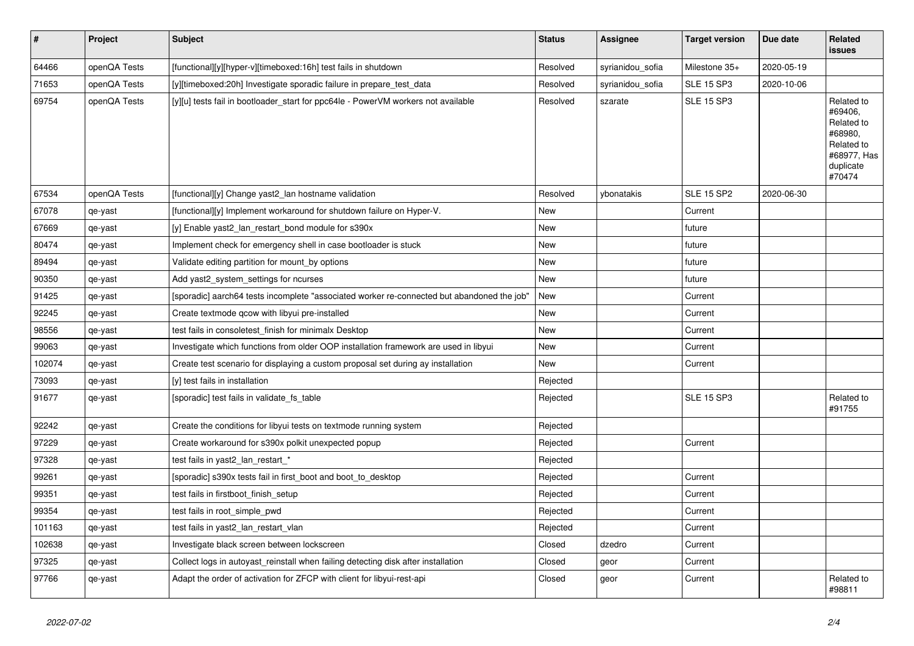| # | Project | Subject | Status | Assignee | Target version | Due date | Related issues |
|---|---|---|---|---|---|---|---|
| 64466 | openQA Tests | [functional][y][hyper-v][timeboxed:16h] test fails in shutdown | Resolved | syrianidou_sofia | Milestone 35+ | 2020-05-19 | |
| 71653 | openQA Tests | [y][timeboxed:20h] Investigate sporadic failure in prepare_test_data | Resolved | syrianidou_sofia | SLE 15 SP3 | 2020-10-06 | |
| 69754 | openQA Tests | [y][u] tests fail in bootloader_start for ppc64le - PowerVM workers not available | Resolved | szarate | SLE 15 SP3 | | Related to #69406, Related to #68980, Related to #68977, Has duplicate #70474 |
| 67534 | openQA Tests | [functional][y] Change yast2_lan hostname validation | Resolved | ybonatakis | SLE 15 SP2 | 2020-06-30 | |
| 67078 | qe-yast | [functional][y] Implement workaround for shutdown failure on Hyper-V. | New | | Current | | |
| 67669 | qe-yast | [y] Enable yast2_lan_restart_bond module for s390x | New | | future | | |
| 80474 | qe-yast | Implement check for emergency shell in case bootloader is stuck | New | | future | | |
| 89494 | qe-yast | Validate editing partition for mount_by options | New | | future | | |
| 90350 | qe-yast | Add yast2_system_settings for ncurses | New | | future | | |
| 91425 | qe-yast | [sporadic] aarch64 tests incomplete "associated worker re-connected but abandoned the job" | New | | Current | | |
| 92245 | qe-yast | Create textmode qcow with libyui pre-installed | New | | Current | | |
| 98556 | qe-yast | test fails in consoletest_finish for minimalx Desktop | New | | Current | | |
| 99063 | qe-yast | Investigate which functions from older OOP installation framework are used in libyui | New | | Current | | |
| 102074 | qe-yast | Create test scenario for displaying a custom proposal set during ay installation | New | | Current | | |
| 73093 | qe-yast | [y] test fails in installation | Rejected | | | | |
| 91677 | qe-yast | [sporadic] test fails in validate_fs_table | Rejected | | SLE 15 SP3 | | Related to #91755 |
| 92242 | qe-yast | Create the conditions for libyui tests on textmode running system | Rejected | | | | |
| 97229 | qe-yast | Create workaround for s390x polkit unexpected popup | Rejected | | Current | | |
| 97328 | qe-yast | test fails in yast2_lan_restart_* | Rejected | | | | |
| 99261 | qe-yast | [sporadic] s390x tests fail in first_boot and boot_to_desktop | Rejected | | Current | | |
| 99351 | qe-yast | test fails in firstboot_finish_setup | Rejected | | Current | | |
| 99354 | qe-yast | test fails in root_simple_pwd | Rejected | | Current | | |
| 101163 | qe-yast | test fails in yast2_lan_restart_vlan | Rejected | | Current | | |
| 102638 | qe-yast | Investigate black screen between lockscreen | Closed | dzedro | Current | | |
| 97325 | qe-yast | Collect logs in autoyast_reinstall when failing detecting disk after installation | Closed | geor | Current | | |
| 97766 | qe-yast | Adapt the order of activation for ZFCP with client for libyui-rest-api | Closed | geor | Current | | Related to #98811 |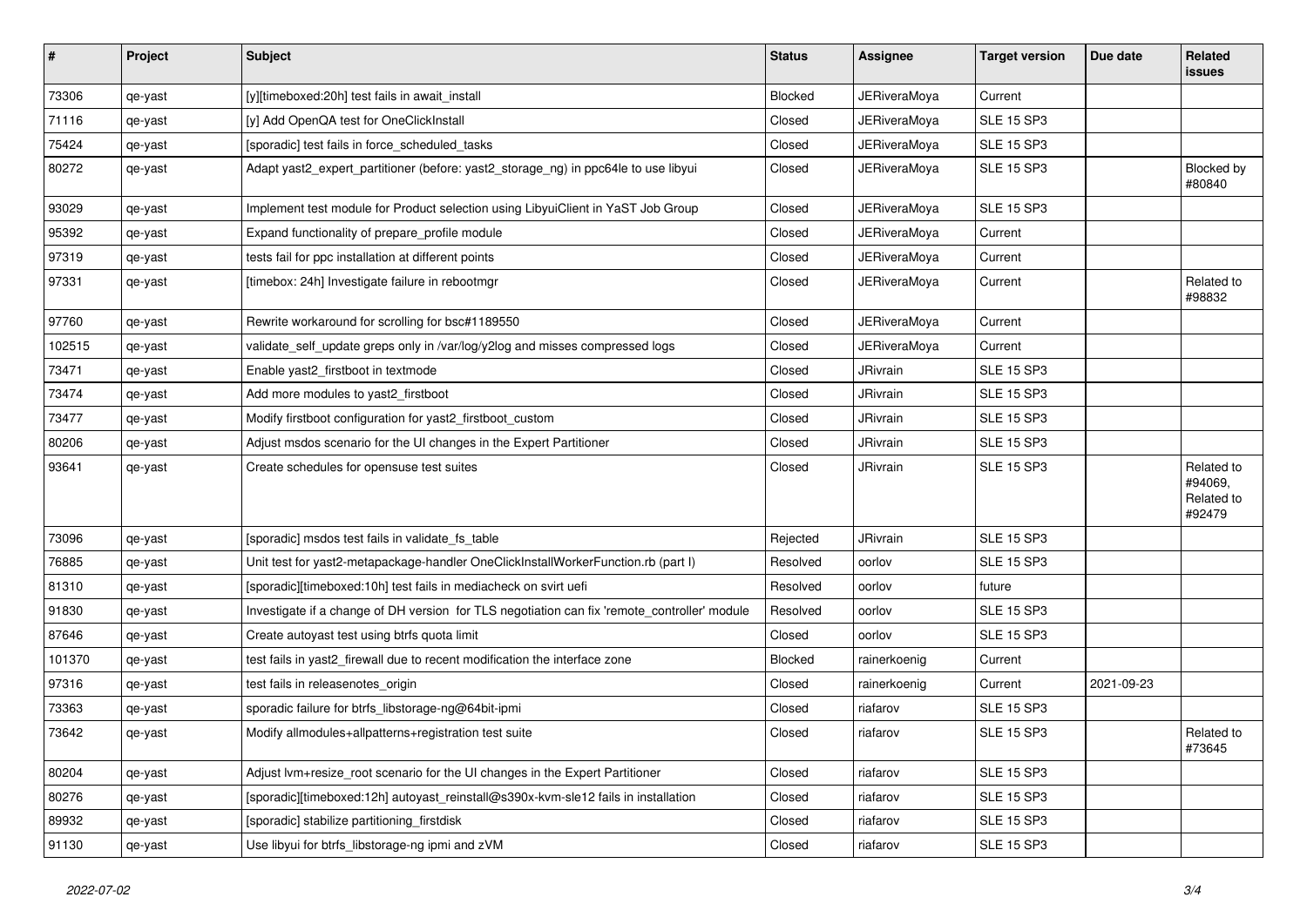| # | Project | Subject | Status | Assignee | Target version | Due date | Related issues |
|---|---|---|---|---|---|---|---|
| 73306 | qe-yast | [y][timeboxed:20h] test fails in await_install | Blocked | JERiveraMoya | Current | | |
| 71116 | qe-yast | [y] Add OpenQA test for OneClickInstall | Closed | JERiveraMoya | SLE 15 SP3 | | |
| 75424 | qe-yast | [sporadic] test fails in force_scheduled_tasks | Closed | JERiveraMoya | SLE 15 SP3 | | |
| 80272 | qe-yast | Adapt yast2_expert_partitioner (before: yast2_storage_ng) in ppc64le to use libyui | Closed | JERiveraMoya | SLE 15 SP3 | | Blocked by #80840 |
| 93029 | qe-yast | Implement test module for Product selection using LibyuiClient in YaST Job Group | Closed | JERiveraMoya | SLE 15 SP3 | | |
| 95392 | qe-yast | Expand functionality of prepare_profile module | Closed | JERiveraMoya | Current | | |
| 97319 | qe-yast | tests fail for ppc installation at different points | Closed | JERiveraMoya | Current | | |
| 97331 | qe-yast | [timebox: 24h] Investigate failure in rebootmgr | Closed | JERiveraMoya | Current | | Related to #98832 |
| 97760 | qe-yast | Rewrite workaround for scrolling for bsc#1189550 | Closed | JERiveraMoya | Current | | |
| 102515 | qe-yast | validate_self_update greps only in /var/log/y2log and misses compressed logs | Closed | JERiveraMoya | Current | | |
| 73471 | qe-yast | Enable yast2_firstboot in textmode | Closed | JRivrain | SLE 15 SP3 | | |
| 73474 | qe-yast | Add more modules to yast2_firstboot | Closed | JRivrain | SLE 15 SP3 | | |
| 73477 | qe-yast | Modify firstboot configuration for yast2_firstboot_custom | Closed | JRivrain | SLE 15 SP3 | | |
| 80206 | qe-yast | Adjust msdos scenario for the UI changes in the Expert Partitioner | Closed | JRivrain | SLE 15 SP3 | | |
| 93641 | qe-yast | Create schedules for opensuse test suites | Closed | JRivrain | SLE 15 SP3 | | Related to #94069, Related to #92479 |
| 73096 | qe-yast | [sporadic] msdos test fails in validate_fs_table | Rejected | JRivrain | SLE 15 SP3 | | |
| 76885 | qe-yast | Unit test for yast2-metapackage-handler OneClickInstallWorkerFunction.rb (part I) | Resolved | oorlov | SLE 15 SP3 | | |
| 81310 | qe-yast | [sporadic][timeboxed:10h] test fails in mediacheck on svirt uefi | Resolved | oorlov | future | | |
| 91830 | qe-yast | Investigate if a change of DH version for TLS negotiation can fix 'remote_controller' module | Resolved | oorlov | SLE 15 SP3 | | |
| 87646 | qe-yast | Create autoyast test using btrfs quota limit | Closed | oorlov | SLE 15 SP3 | | |
| 101370 | qe-yast | test fails in yast2_firewall due to recent modification the interface zone | Blocked | rainerkoenig | Current | | |
| 97316 | qe-yast | test fails in releasenotes_origin | Closed | rainerkoenig | Current | 2021-09-23 | |
| 73363 | qe-yast | sporadic failure for btrfs_libstorage-ng@64bit-ipmi | Closed | riafarov | SLE 15 SP3 | | |
| 73642 | qe-yast | Modify allmodules+allpatterns+registration test suite | Closed | riafarov | SLE 15 SP3 | | Related to #73645 |
| 80204 | qe-yast | Adjust lvm+resize_root scenario for the UI changes in the Expert Partitioner | Closed | riafarov | SLE 15 SP3 | | |
| 80276 | qe-yast | [sporadic][timeboxed:12h] autoyast_reinstall@s390x-kvm-sle12 fails in installation | Closed | riafarov | SLE 15 SP3 | | |
| 89932 | qe-yast | [sporadic] stabilize partitioning_firstdisk | Closed | riafarov | SLE 15 SP3 | | |
| 91130 | qe-yast | Use libyui for btrfs_libstorage-ng ipmi and zVM | Closed | riafarov | SLE 15 SP3 | | |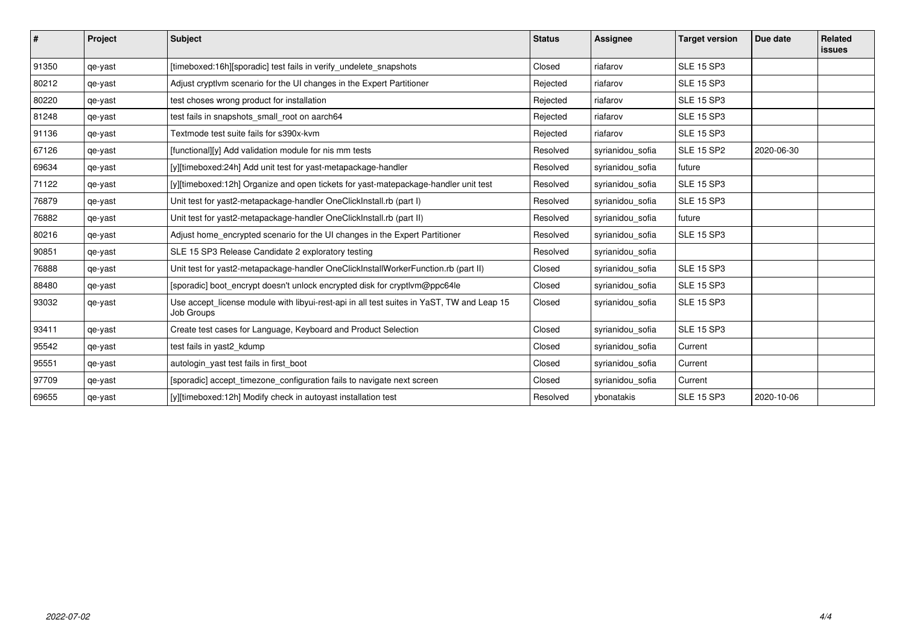| # | Project | Subject | Status | Assignee | Target version | Due date | Related issues |
|---|---|---|---|---|---|---|---|
| 91350 | qe-yast | [timeboxed:16h][sporadic] test fails in verify_undelete_snapshots | Closed | riafarov | SLE 15 SP3 | | |
| 80212 | qe-yast | Adjust cryptlvm scenario for the UI changes in the Expert Partitioner | Rejected | riafarov | SLE 15 SP3 | | |
| 80220 | qe-yast | test choses wrong product for installation | Rejected | riafarov | SLE 15 SP3 | | |
| 81248 | qe-yast | test fails in snapshots_small_root on aarch64 | Rejected | riafarov | SLE 15 SP3 | | |
| 91136 | qe-yast | Textmode test suite fails for s390x-kvm | Rejected | riafarov | SLE 15 SP3 | | |
| 67126 | qe-yast | [functional][y] Add validation module for nis mm tests | Resolved | syrianidou_sofia | SLE 15 SP2 | 2020-06-30 | |
| 69634 | qe-yast | [y][timeboxed:24h] Add unit test for yast-metapackage-handler | Resolved | syrianidou_sofia | future | | |
| 71122 | qe-yast | [y][timeboxed:12h] Organize and open tickets for yast-matepackage-handler unit test | Resolved | syrianidou_sofia | SLE 15 SP3 | | |
| 76879 | qe-yast | Unit test for yast2-metapackage-handler OneClickInstall.rb (part I) | Resolved | syrianidou_sofia | SLE 15 SP3 | | |
| 76882 | qe-yast | Unit test for yast2-metapackage-handler OneClickInstall.rb (part II) | Resolved | syrianidou_sofia | future | | |
| 80216 | qe-yast | Adjust home_encrypted scenario for the UI changes in the Expert Partitioner | Resolved | syrianidou_sofia | SLE 15 SP3 | | |
| 90851 | qe-yast | SLE 15 SP3 Release Candidate 2 exploratory testing | Resolved | syrianidou_sofia | | | |
| 76888 | qe-yast | Unit test for yast2-metapackage-handler OneClickInstallWorkerFunction.rb (part II) | Closed | syrianidou_sofia | SLE 15 SP3 | | |
| 88480 | qe-yast | [sporadic] boot_encrypt doesn't unlock encrypted disk for cryptlvm@ppc64le | Closed | syrianidou_sofia | SLE 15 SP3 | | |
| 93032 | qe-yast | Use accept_license module with libyui-rest-api in all test suites in YaST, TW and Leap 15 Job Groups | Closed | syrianidou_sofia | SLE 15 SP3 | | |
| 93411 | qe-yast | Create test cases for Language, Keyboard and Product Selection | Closed | syrianidou_sofia | SLE 15 SP3 | | |
| 95542 | qe-yast | test fails in yast2_kdump | Closed | syrianidou_sofia | Current | | |
| 95551 | qe-yast | autologin_yast test fails in first_boot | Closed | syrianidou_sofia | Current | | |
| 97709 | qe-yast | [sporadic] accept_timezone_configuration fails to navigate next screen | Closed | syrianidou_sofia | Current | | |
| 69655 | qe-yast | [y][timeboxed:12h] Modify check in autoyast installation test | Resolved | ybonatakis | SLE 15 SP3 | 2020-10-06 | |